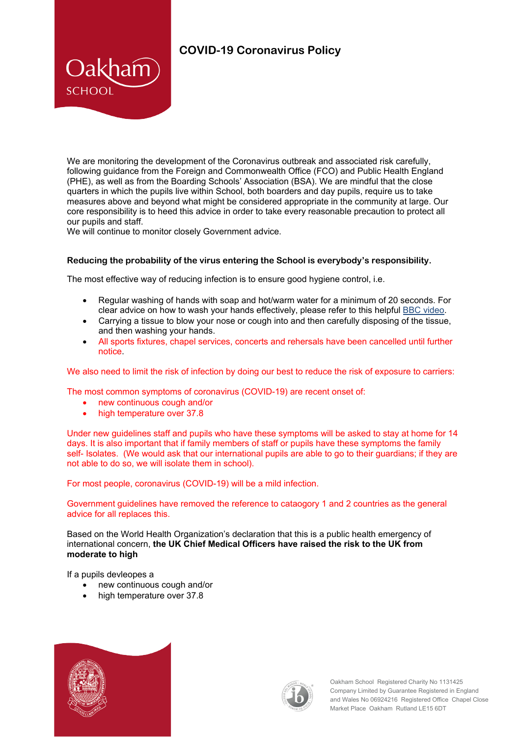# COVID-19 Coronavirus Policy

We are monitoring the development of the Coronavirus outbreak and associated risk carefully, following guidance from the Foreign and Commonwealth Office (FCO) and Public Health England (PHE), as well as from the Boarding Schools' Association (BSA). We are mindful that the close quarters in which the pupils live within School, both boarders and day pupils, require us to take measures above and beyond what might be considered appropriate in the community at large. Our core responsibility is to heed this advice in order to take every reasonable precaution to protect all our pupils and staff.
We will continue to monitor closely Government advice.

**Reducing the probability of the virus entering the School is everybody's responsibility.**

The most effective way of reducing infection is to ensure good hygiene control, i.e.

- Regular washing of hands with soap and hot/warm water for a minimum of 20 seconds. For clear advice on how to wash your hands effectively, please refer to this helpful BBC video.
- Carrying a tissue to blow your nose or cough into and then carefully disposing of the tissue, and then washing your hands.
- All sports fixtures, chapel services, concerts and rehersals have been cancelled until further notice.

We also need to limit the risk of infection by doing our best to reduce the risk of exposure to carriers:

The most common symptoms of coronavirus (COVID-19) are recent onset of:

- new continuous cough and/or
- high temperature over 37.8

Under new guidelines staff and pupils who have these symptoms will be asked to stay at home for 14 days. It is also important that if family members of staff or pupils have these symptoms the family self- Isolates. (We would ask that our international pupils are able to go to their guardians; if they are not able to do so, we will isolate them in school).

For most people, coronavirus (COVID-19) will be a mild infection.

Government guidelines have removed the reference to cataogory 1 and 2 countries as the general advice for all replaces this.

Based on the World Health Organization's declaration that this is a public health emergency of international concern, **the UK Chief Medical Officers have raised the risk to the UK from moderate to high**

If a pupils devleopes a

- new continuous cough and/or
- high temperature over 37.8

Oakham School Registered Charity No 1131425
Company Limited by Guarantee Registered in England and Wales No 06924216 Registered Office Chapel Close Market Place Oakham Rutland LE15 6DT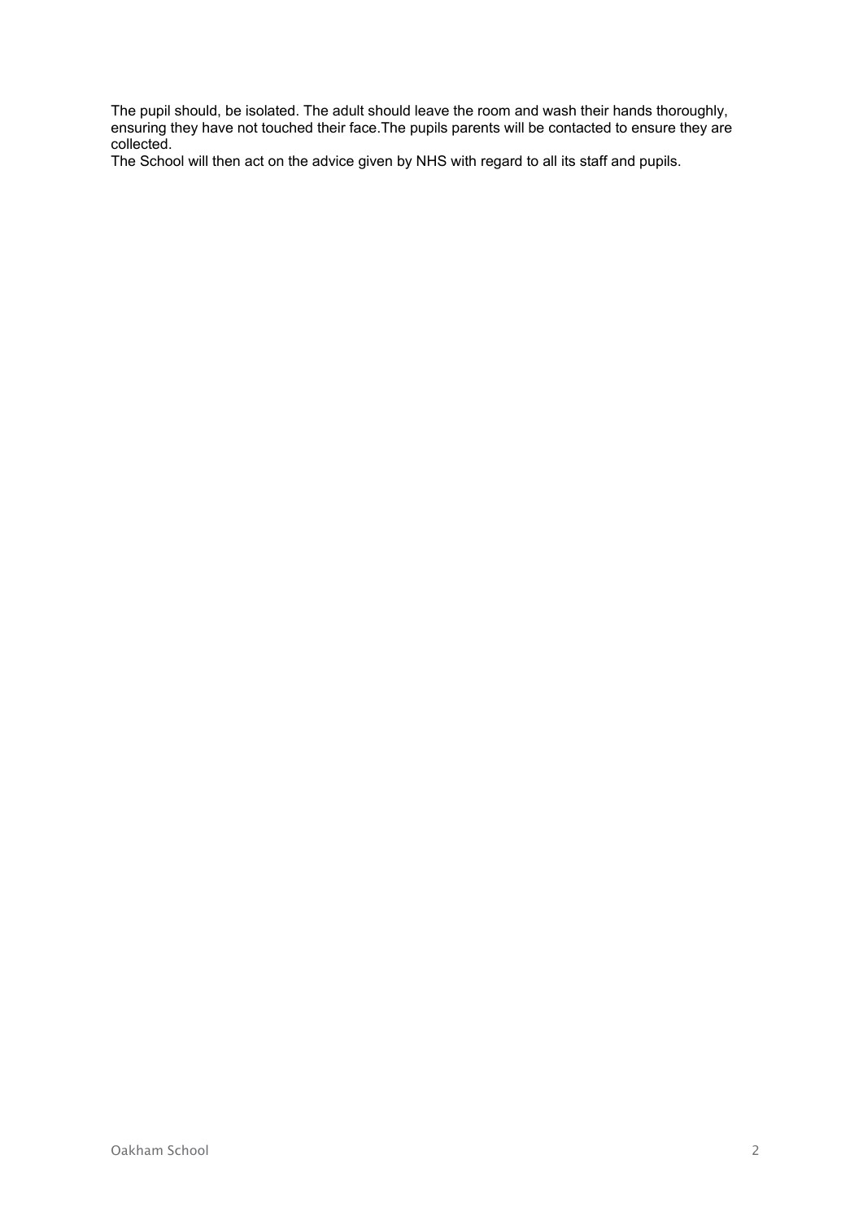The pupil should, be isolated. The adult should leave the room and wash their hands thoroughly, ensuring they have not touched their face.The pupils parents will be contacted to ensure they are collected.

The School will then act on the advice given by NHS with regard to all its staff and pupils.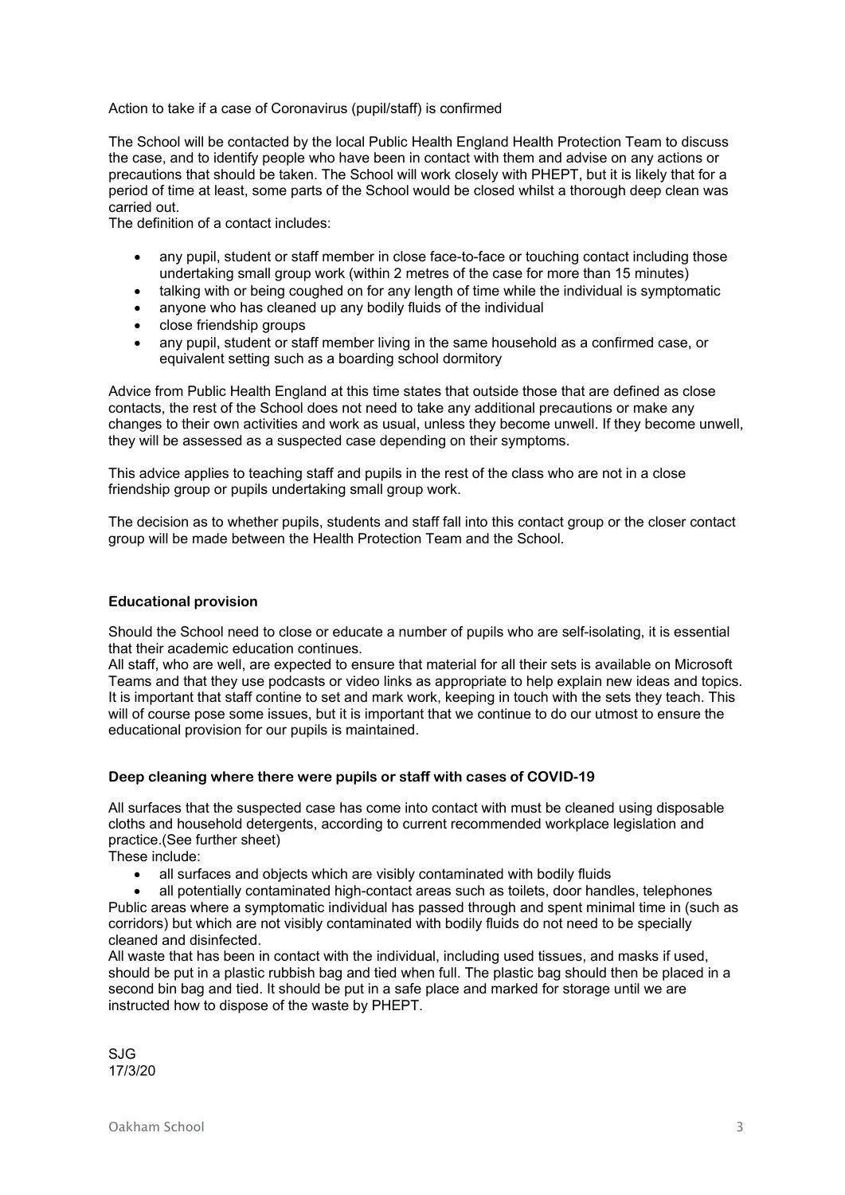Action to take if a case of Coronavirus (pupil/staff) is confirmed

The School will be contacted by the local Public Health England Health Protection Team to discuss the case, and to identify people who have been in contact with them and advise on any actions or precautions that should be taken. The School will work closely with PHEPT, but it is likely that for a period of time at least, some parts of the School would be closed whilst a thorough deep clean was carried out.

The definition of a contact includes:

- any pupil, student or staff member in close face-to-face or touching contact including those undertaking small group work (within 2 metres of the case for more than 15 minutes)
- talking with or being coughed on for any length of time while the individual is symptomatic
- anyone who has cleaned up any bodily fluids of the individual
- close friendship groups
- any pupil, student or staff member living in the same household as a confirmed case, or equivalent setting such as a boarding school dormitory

Advice from Public Health England at this time states that outside those that are defined as close contacts, the rest of the School does not need to take any additional precautions or make any changes to their own activities and work as usual, unless they become unwell. If they become unwell, they will be assessed as a suspected case depending on their symptoms.

This advice applies to teaching staff and pupils in the rest of the class who are not in a close friendship group or pupils undertaking small group work.

The decision as to whether pupils, students and staff fall into this contact group or the closer contact group will be made between the Health Protection Team and the School.

**Educational provision**

Should the School need to close or educate a number of pupils who are self-isolating, it is essential that their academic education continues.

All staff, who are well, are expected to ensure that material for all their sets is available on Microsoft Teams and that they use podcasts or video links as appropriate to help explain new ideas and topics. It is important that staff contine to set and mark work, keeping in touch with the sets they teach. This will of course pose some issues, but it is important that we continue to do our utmost to ensure the educational provision for our pupils is maintained.

**Deep cleaning where there were pupils or staff with cases of COVID-19**

All surfaces that the suspected case has come into contact with must be cleaned using disposable cloths and household detergents, according to current recommended workplace legislation and practice.(See further sheet)

These include:

- all surfaces and objects which are visibly contaminated with bodily fluids
- all potentially contaminated high-contact areas such as toilets, door handles, telephones

Public areas where a symptomatic individual has passed through and spent minimal time in (such as corridors) but which are not visibly contaminated with bodily fluids do not need to be specially cleaned and disinfected.

All waste that has been in contact with the individual, including used tissues, and masks if used, should be put in a plastic rubbish bag and tied when full. The plastic bag should then be placed in a second bin bag and tied. It should be put in a safe place and marked for storage until we are instructed how to dispose of the waste by PHEPT.

SJG
17/3/20